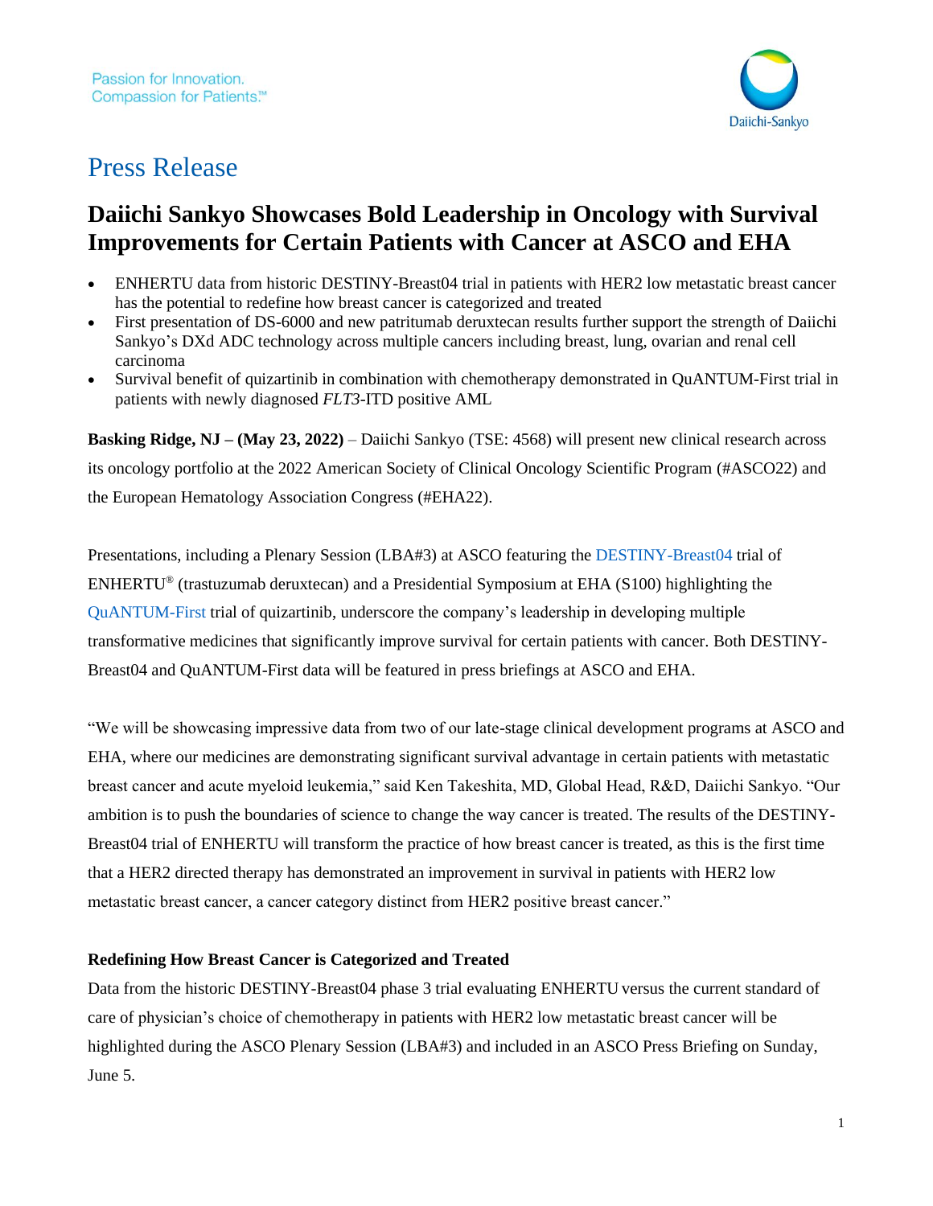Passion for Innovation.
Compassion for Patients.™

Daiichi-Sankyo

# Press Release

## Daiichi Sankyo Showcases Bold Leadership in Oncology with Survival Improvements for Certain Patients with Cancer at ASCO and EHA

- ENHERTU data from historic DESTINY-Breast04 trial in patients with HER2 low metastatic breast cancer has the potential to redefine how breast cancer is categorized and treated
- First presentation of DS-6000 and new patritumab deruxtecan results further support the strength of Daiichi Sankyo's DXd ADC technology across multiple cancers including breast, lung, ovarian and renal cell carcinoma
- Survival benefit of quizartinib in combination with chemotherapy demonstrated in QuANTUM-First trial in patients with newly diagnosed *FLT3*-ITD positive AML

**Basking Ridge, NJ – (May 23, 2022)** – Daiichi Sankyo (TSE: 4568) will present new clinical research across its oncology portfolio at the 2022 American Society of Clinical Oncology Scientific Program (#ASCO22) and the European Hematology Association Congress (#EHA22).

Presentations, including a Plenary Session (LBA#3) at ASCO featuring the DESTINY-Breast04 trial of ENHERTU® (trastuzumab deruxtecan) and a Presidential Symposium at EHA (S100) highlighting the QuANTUM-First trial of quizartinib, underscore the company's leadership in developing multiple transformative medicines that significantly improve survival for certain patients with cancer. Both DESTINY-Breast04 and QuANTUM-First data will be featured in press briefings at ASCO and EHA.

"We will be showcasing impressive data from two of our late-stage clinical development programs at ASCO and EHA, where our medicines are demonstrating significant survival advantage in certain patients with metastatic breast cancer and acute myeloid leukemia," said Ken Takeshita, MD, Global Head, R&D, Daiichi Sankyo. "Our ambition is to push the boundaries of science to change the way cancer is treated. The results of the DESTINY-Breast04 trial of ENHERTU will transform the practice of how breast cancer is treated, as this is the first time that a HER2 directed therapy has demonstrated an improvement in survival in patients with HER2 low metastatic breast cancer, a cancer category distinct from HER2 positive breast cancer."

**Redefining How Breast Cancer is Categorized and Treated**

Data from the historic DESTINY-Breast04 phase 3 trial evaluating ENHERTU versus the current standard of care of physician's choice of chemotherapy in patients with HER2 low metastatic breast cancer will be highlighted during the ASCO Plenary Session (LBA#3) and included in an ASCO Press Briefing on Sunday, June 5.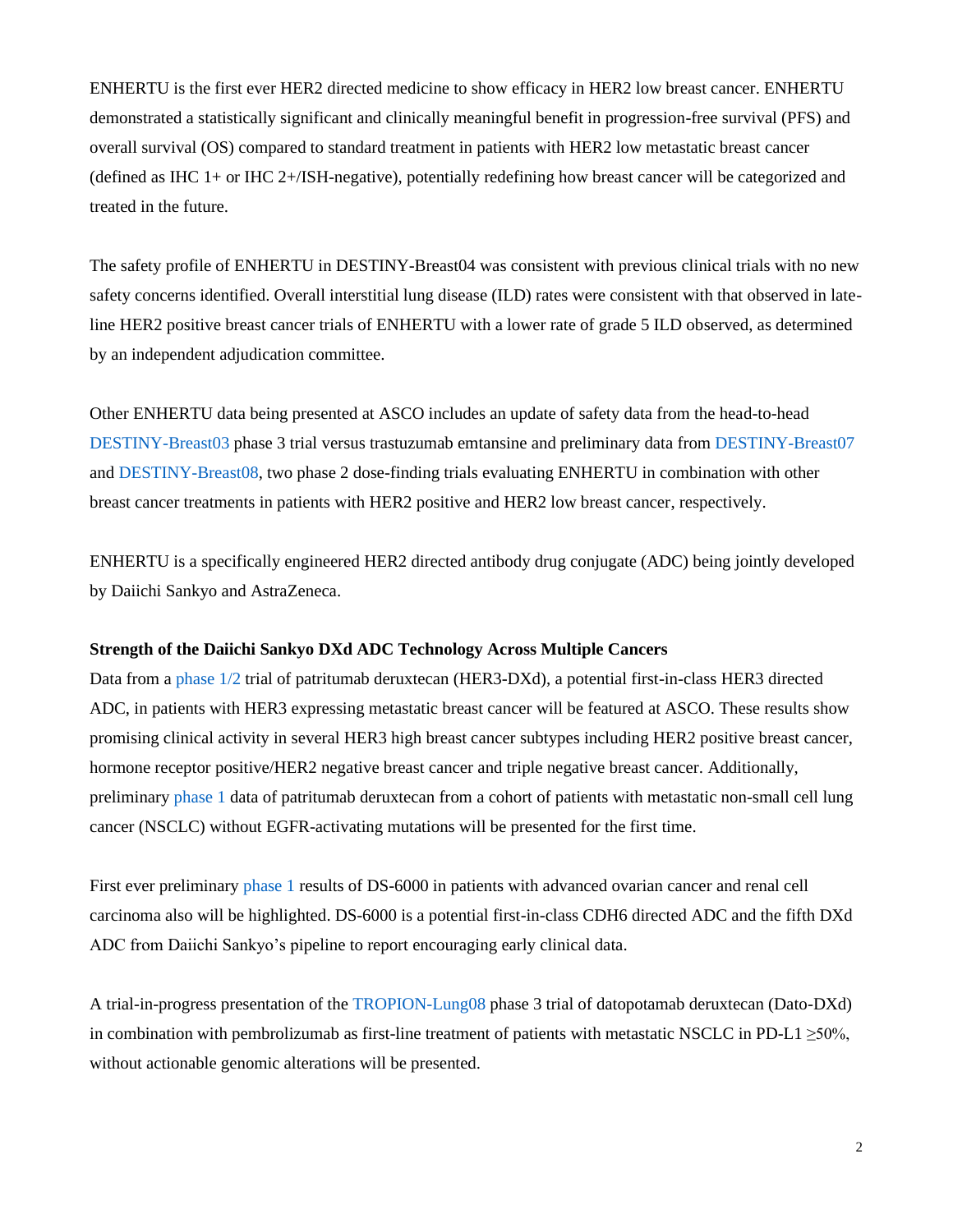ENHERTU is the first ever HER2 directed medicine to show efficacy in HER2 low breast cancer. ENHERTU demonstrated a statistically significant and clinically meaningful benefit in progression-free survival (PFS) and overall survival (OS) compared to standard treatment in patients with HER2 low metastatic breast cancer (defined as IHC 1+ or IHC 2+/ISH-negative), potentially redefining how breast cancer will be categorized and treated in the future.

The safety profile of ENHERTU in DESTINY-Breast04 was consistent with previous clinical trials with no new safety concerns identified. Overall interstitial lung disease (ILD) rates were consistent with that observed in late-line HER2 positive breast cancer trials of ENHERTU with a lower rate of grade 5 ILD observed, as determined by an independent adjudication committee.

Other ENHERTU data being presented at ASCO includes an update of safety data from the head-to-head DESTINY-Breast03 phase 3 trial versus trastuzumab emtansine and preliminary data from DESTINY-Breast07 and DESTINY-Breast08, two phase 2 dose-finding trials evaluating ENHERTU in combination with other breast cancer treatments in patients with HER2 positive and HER2 low breast cancer, respectively.

ENHERTU is a specifically engineered HER2 directed antibody drug conjugate (ADC) being jointly developed by Daiichi Sankyo and AstraZeneca.

**Strength of the Daiichi Sankyo DXd ADC Technology Across Multiple Cancers**

Data from a phase 1/2 trial of patritumab deruxtecan (HER3-DXd), a potential first-in-class HER3 directed ADC, in patients with HER3 expressing metastatic breast cancer will be featured at ASCO. These results show promising clinical activity in several HER3 high breast cancer subtypes including HER2 positive breast cancer, hormone receptor positive/HER2 negative breast cancer and triple negative breast cancer. Additionally, preliminary phase 1 data of patritumab deruxtecan from a cohort of patients with metastatic non-small cell lung cancer (NSCLC) without EGFR-activating mutations will be presented for the first time.

First ever preliminary phase 1 results of DS-6000 in patients with advanced ovarian cancer and renal cell carcinoma also will be highlighted. DS-6000 is a potential first-in-class CDH6 directed ADC and the fifth DXd ADC from Daiichi Sankyo's pipeline to report encouraging early clinical data.

A trial-in-progress presentation of the TROPION-Lung08 phase 3 trial of datopotamab deruxtecan (Dato-DXd) in combination with pembrolizumab as first-line treatment of patients with metastatic NSCLC in PD-L1 ≥50%, without actionable genomic alterations will be presented.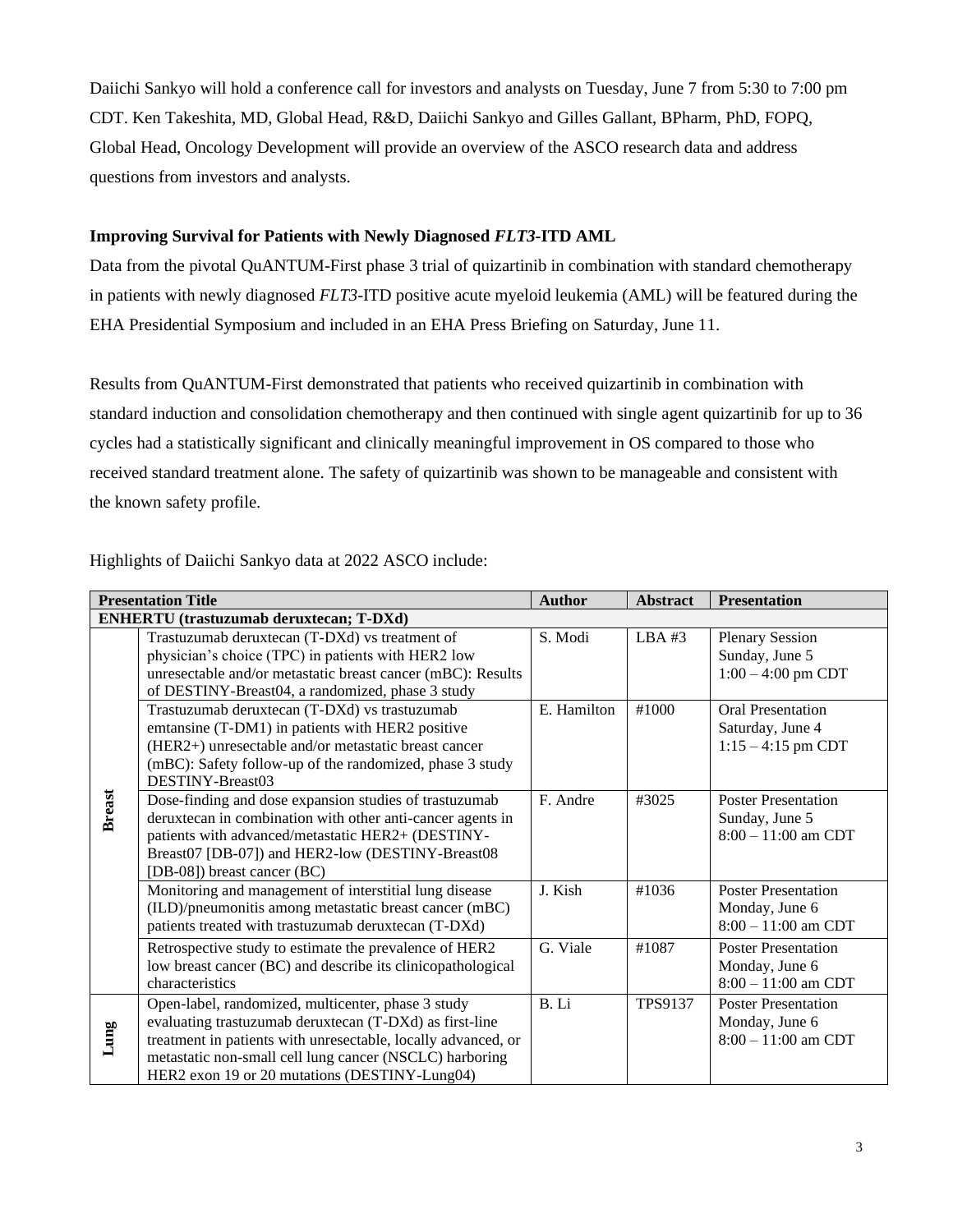Daiichi Sankyo will hold a conference call for investors and analysts on Tuesday, June 7 from 5:30 to 7:00 pm CDT. Ken Takeshita, MD, Global Head, R&D, Daiichi Sankyo and Gilles Gallant, BPharm, PhD, FOPQ, Global Head, Oncology Development will provide an overview of the ASCO research data and address questions from investors and analysts.

**Improving Survival for Patients with Newly Diagnosed *FLT3*-ITD AML**

Data from the pivotal QuANTUM-First phase 3 trial of quizartinib in combination with standard chemotherapy in patients with newly diagnosed *FLT3*-ITD positive acute myeloid leukemia (AML) will be featured during the EHA Presidential Symposium and included in an EHA Press Briefing on Saturday, June 11.

Results from QuANTUM-First demonstrated that patients who received quizartinib in combination with standard induction and consolidation chemotherapy and then continued with single agent quizartinib for up to 36 cycles had a statistically significant and clinically meaningful improvement in OS compared to those who received standard treatment alone. The safety of quizartinib was shown to be manageable and consistent with the known safety profile.

Highlights of Daiichi Sankyo data at 2022 ASCO include:

| Presentation Title | | Author | Abstract | Presentation |
|---|---|---|---|---|
| **ENHERTU (trastuzumab deruxtecan; T-DXd)** | | | | |
| **Breast** | Trastuzumab deruxtecan (T-DXd) vs treatment of physician's choice (TPC) in patients with HER2 low unresectable and/or metastatic breast cancer (mBC): Results of DESTINY-Breast04, a randomized, phase 3 study | S. Modi | LBA #3 | Plenary Session Sunday, June 5 1:00 – 4:00 pm CDT |
| | Trastuzumab deruxtecan (T-DXd) vs trastuzumab emtansine (T-DM1) in patients with HER2 positive (HER2+) unresectable and/or metastatic breast cancer (mBC): Safety follow-up of the randomized, phase 3 study DESTINY-Breast03 | E. Hamilton | #1000 | Oral Presentation Saturday, June 4 1:15 – 4:15 pm CDT |
| | Dose-finding and dose expansion studies of trastuzumab deruxtecan in combination with other anti-cancer agents in patients with advanced/metastatic HER2+ (DESTINY-Breast07 [DB-07]) and HER2-low (DESTINY-Breast08 [DB-08]) breast cancer (BC) | F. Andre | #3025 | Poster Presentation Sunday, June 5 8:00 – 11:00 am CDT |
| | Monitoring and management of interstitial lung disease (ILD)/pneumonitis among metastatic breast cancer (mBC) patients treated with trastuzumab deruxtecan (T-DXd) | J. Kish | #1036 | Poster Presentation Monday, June 6 8:00 – 11:00 am CDT |
| | Retrospective study to estimate the prevalence of HER2 low breast cancer (BC) and describe its clinicopathological characteristics | G. Viale | #1087 | Poster Presentation Monday, June 6 8:00 – 11:00 am CDT |
| **Lung** | Open-label, randomized, multicenter, phase 3 study evaluating trastuzumab deruxtecan (T-DXd) as first-line treatment in patients with unresectable, locally advanced, or metastatic non-small cell lung cancer (NSCLC) harboring HER2 exon 19 or 20 mutations (DESTINY-Lung04) | B. Li | TPS9137 | Poster Presentation Monday, June 6 8:00 – 11:00 am CDT |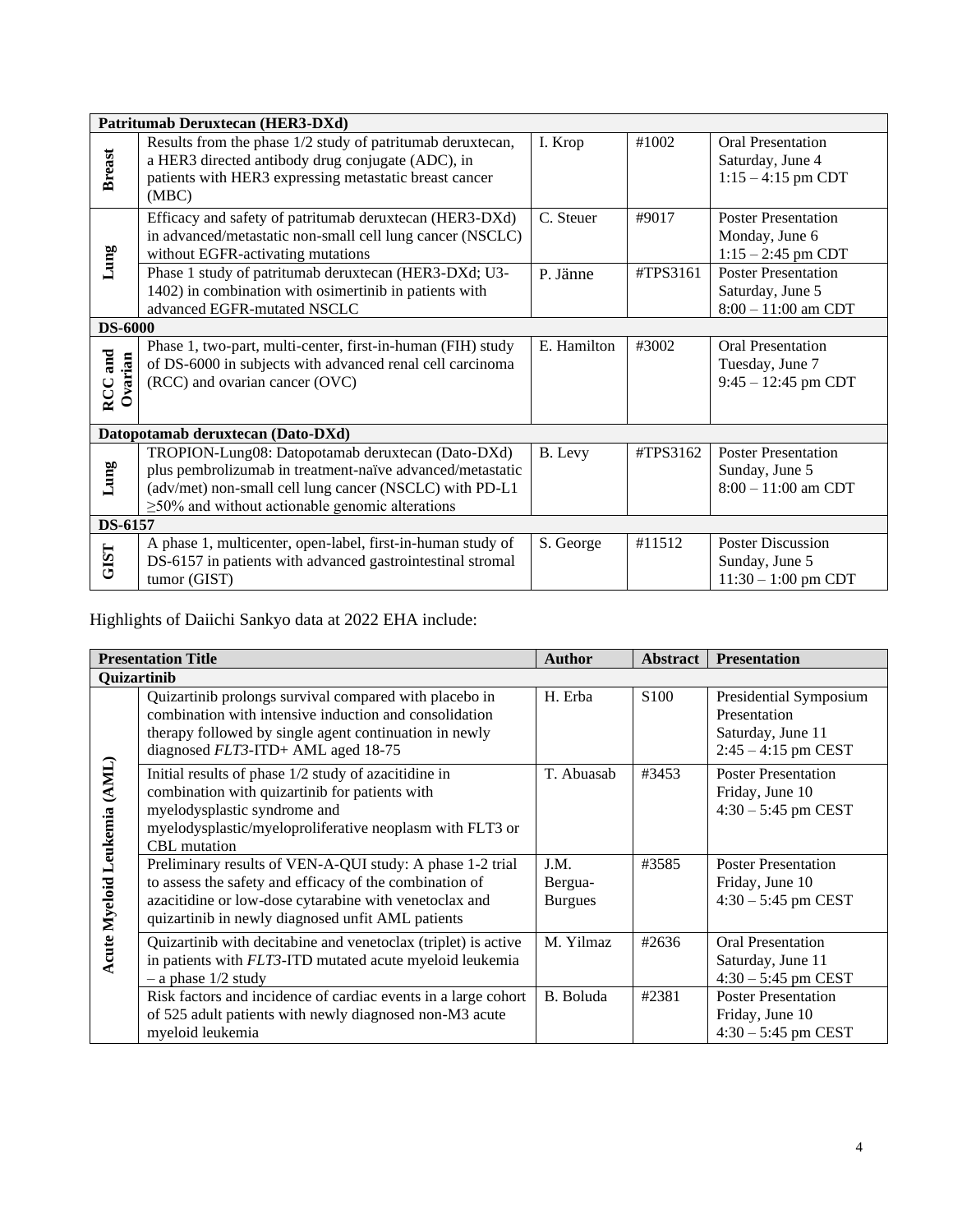| | Presentation Title | Author | Abstract | Presentation |
|---|---|---|---|---|
| **Patritumab Deruxtecan (HER3-DXd)** | | | | |
| **Breast** | Results from the phase 1/2 study of patritumab deruxtecan, a HER3 directed antibody drug conjugate (ADC), in patients with HER3 expressing metastatic breast cancer (MBC) | I. Krop | #1002 | Oral Presentation Saturday, June 4 1:15 – 4:15 pm CDT |
| **Lung** | Efficacy and safety of patritumab deruxtecan (HER3-DXd) in advanced/metastatic non-small cell lung cancer (NSCLC) without EGFR-activating mutations | C. Steuer | #9017 | Poster Presentation Monday, June 6 1:15 – 2:45 pm CDT |
| **Lung** | Phase 1 study of patritumab deruxtecan (HER3-DXd; U3-1402) in combination with osimertinib in patients with advanced EGFR-mutated NSCLC | P. Jänne | #TPS3161 | Poster Presentation Saturday, June 5 8:00 – 11:00 am CDT |
| **DS-6000** | | | | |
| **RCC and Ovarian** | Phase 1, two-part, multi-center, first-in-human (FIH) study of DS-6000 in subjects with advanced renal cell carcinoma (RCC) and ovarian cancer (OVC) | E. Hamilton | #3002 | Oral Presentation Tuesday, June 7 9:45 – 12:45 pm CDT |
| **Datopotamab deruxtecan (Dato-DXd)** | | | | |
| **Lung** | TROPION-Lung08: Datopotamab deruxtecan (Dato-DXd) plus pembrolizumab in treatment-naïve advanced/metastatic (adv/met) non-small cell lung cancer (NSCLC) with PD-L1 ≥50% and without actionable genomic alterations | B. Levy | #TPS3162 | Poster Presentation Sunday, June 5 8:00 – 11:00 am CDT |
| **DS-6157** | | | | |
| **GIST** | A phase 1, multicenter, open-label, first-in-human study of DS-6157 in patients with advanced gastrointestinal stromal tumor (GIST) | S. George | #11512 | Poster Discussion Sunday, June 5 11:30 – 1:00 pm CDT |

Highlights of Daiichi Sankyo data at 2022 EHA include:

| | Presentation Title | Author | Abstract | Presentation |
|---|---|---|---|---|
| **Quizartinib** | | | | |
| **Acute Myeloid Leukemia (AML)** | Quizartinib prolongs survival compared with placebo in combination with intensive induction and consolidation therapy followed by single agent continuation in newly diagnosed *FLT3*-ITD+ AML aged 18-75 | H. Erba | S100 | Presidential Symposium Presentation Saturday, June 11 2:45 – 4:15 pm CEST |
| **Acute Myeloid Leukemia (AML)** | Initial results of phase 1/2 study of azacitidine in combination with quizartinib for patients with myelodysplastic syndrome and myelodysplastic/myeloproliferative neoplasm with FLT3 or CBL mutation | T. Abuasab | #3453 | Poster Presentation Friday, June 10 4:30 – 5:45 pm CEST |
| **Acute Myeloid Leukemia (AML)** | Preliminary results of VEN-A-QUI study: A phase 1-2 trial to assess the safety and efficacy of the combination of azacitidine or low-dose cytarabine with venetoclax and quizartinib in newly diagnosed unfit AML patients | J.M. Bergua-Burgues | #3585 | Poster Presentation Friday, June 10 4:30 – 5:45 pm CEST |
| **Acute Myeloid Leukemia (AML)** | Quizartinib with decitabine and venetoclax (triplet) is active in patients with *FLT3*-ITD mutated acute myeloid leukemia – a phase 1/2 study | M. Yilmaz | #2636 | Oral Presentation Saturday, June 11 4:30 – 5:45 pm CEST |
| **Acute Myeloid Leukemia (AML)** | Risk factors and incidence of cardiac events in a large cohort of 525 adult patients with newly diagnosed non-M3 acute myeloid leukemia | B. Boluda | #2381 | Poster Presentation Friday, June 10 4:30 – 5:45 pm CEST |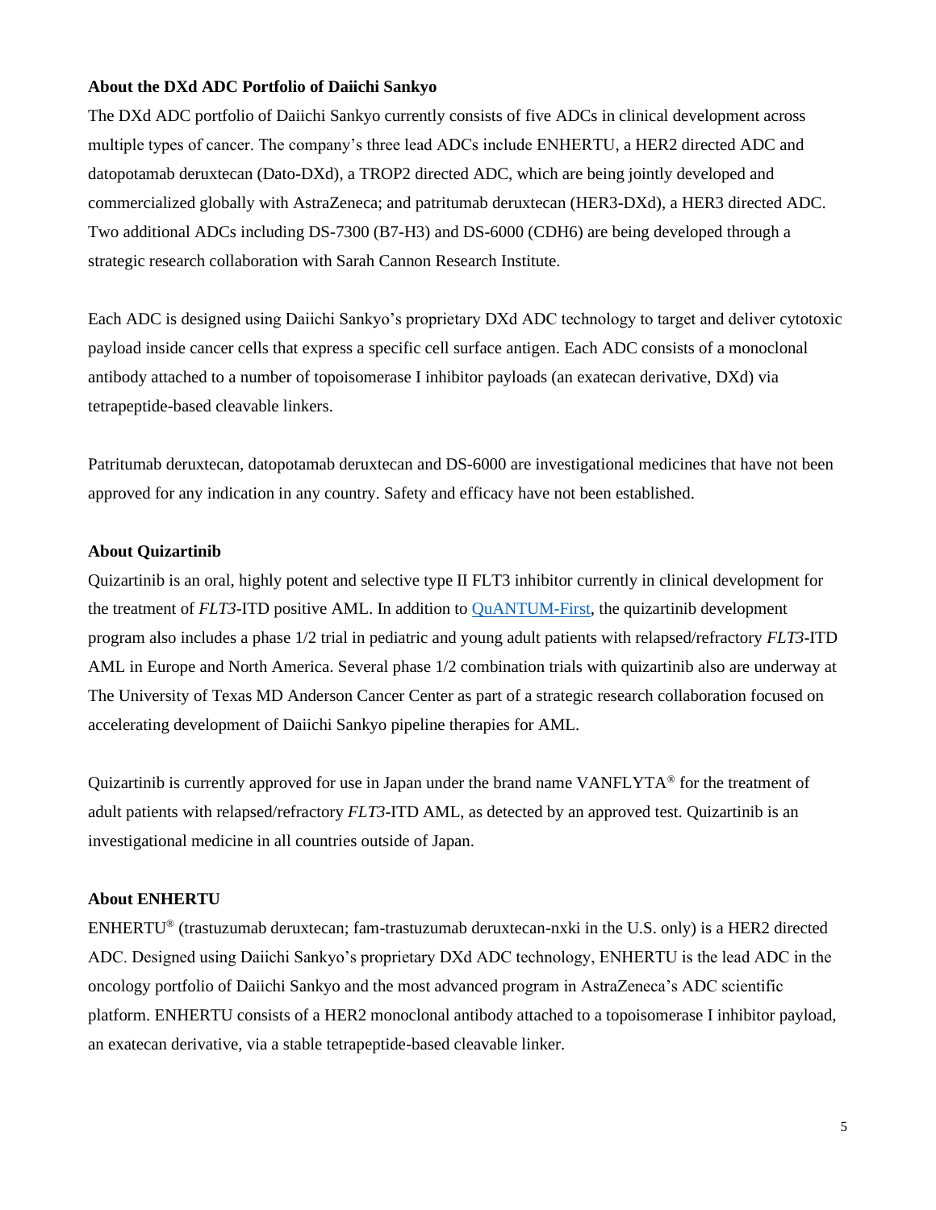**About the DXd ADC Portfolio of Daiichi Sankyo**

The DXd ADC portfolio of Daiichi Sankyo currently consists of five ADCs in clinical development across multiple types of cancer. The company's three lead ADCs include ENHERTU, a HER2 directed ADC and datopotamab deruxtecan (Dato-DXd), a TROP2 directed ADC, which are being jointly developed and commercialized globally with AstraZeneca; and patritumab deruxtecan (HER3-DXd), a HER3 directed ADC. Two additional ADCs including DS-7300 (B7-H3) and DS-6000 (CDH6) are being developed through a strategic research collaboration with Sarah Cannon Research Institute.

Each ADC is designed using Daiichi Sankyo's proprietary DXd ADC technology to target and deliver cytotoxic payload inside cancer cells that express a specific cell surface antigen. Each ADC consists of a monoclonal antibody attached to a number of topoisomerase I inhibitor payloads (an exatecan derivative, DXd) via tetrapeptide-based cleavable linkers.

Patritumab deruxtecan, datopotamab deruxtecan and DS-6000 are investigational medicines that have not been approved for any indication in any country. Safety and efficacy have not been established.

**About Quizartinib**

Quizartinib is an oral, highly potent and selective type II FLT3 inhibitor currently in clinical development for the treatment of *FLT3*-ITD positive AML. In addition to [QuANTUM-First](), the quizartinib development program also includes a phase 1/2 trial in pediatric and young adult patients with relapsed/refractory *FLT3*-ITD AML in Europe and North America. Several phase 1/2 combination trials with quizartinib also are underway at The University of Texas MD Anderson Cancer Center as part of a strategic research collaboration focused on accelerating development of Daiichi Sankyo pipeline therapies for AML.

Quizartinib is currently approved for use in Japan under the brand name VANFLYTA® for the treatment of adult patients with relapsed/refractory *FLT3*-ITD AML, as detected by an approved test. Quizartinib is an investigational medicine in all countries outside of Japan.

**About ENHERTU**

ENHERTU® (trastuzumab deruxtecan; fam-trastuzumab deruxtecan-nxki in the U.S. only) is a HER2 directed ADC. Designed using Daiichi Sankyo's proprietary DXd ADC technology, ENHERTU is the lead ADC in the oncology portfolio of Daiichi Sankyo and the most advanced program in AstraZeneca's ADC scientific platform. ENHERTU consists of a HER2 monoclonal antibody attached to a topoisomerase I inhibitor payload, an exatecan derivative, via a stable tetrapeptide-based cleavable linker.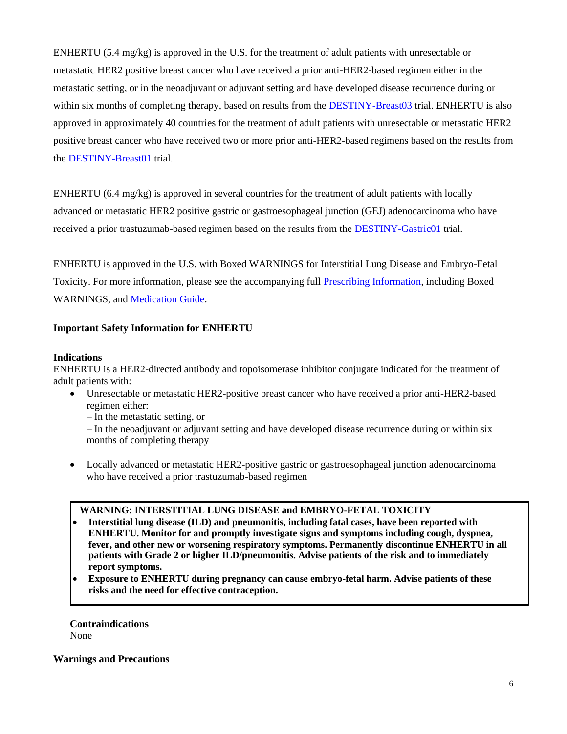ENHERTU (5.4 mg/kg) is approved in the U.S. for the treatment of adult patients with unresectable or metastatic HER2 positive breast cancer who have received a prior anti-HER2-based regimen either in the metastatic setting, or in the neoadjuvant or adjuvant setting and have developed disease recurrence during or within six months of completing therapy, based on results from the DESTINY-Breast03 trial. ENHERTU is also approved in approximately 40 countries for the treatment of adult patients with unresectable or metastatic HER2 positive breast cancer who have received two or more prior anti-HER2-based regimens based on the results from the DESTINY-Breast01 trial.

ENHERTU (6.4 mg/kg) is approved in several countries for the treatment of adult patients with locally advanced or metastatic HER2 positive gastric or gastroesophageal junction (GEJ) adenocarcinoma who have received a prior trastuzumab-based regimen based on the results from the DESTINY-Gastric01 trial.

ENHERTU is approved in the U.S. with Boxed WARNINGS for Interstitial Lung Disease and Embryo-Fetal Toxicity. For more information, please see the accompanying full Prescribing Information, including Boxed WARNINGS, and Medication Guide.

**Important Safety Information for ENHERTU**

**Indications**

ENHERTU is a HER2-directed antibody and topoisomerase inhibitor conjugate indicated for the treatment of adult patients with:

- Unresectable or metastatic HER2-positive breast cancer who have received a prior anti-HER2-based regimen either:
  – In the metastatic setting, or
  – In the neoadjuvant or adjuvant setting and have developed disease recurrence during or within six months of completing therapy

- Locally advanced or metastatic HER2-positive gastric or gastroesophageal junction adenocarcinoma who have received a prior trastuzumab-based regimen

**WARNING: INTERSTITIAL LUNG DISEASE and EMBRYO-FETAL TOXICITY**

- **Interstitial lung disease (ILD) and pneumonitis, including fatal cases, have been reported with ENHERTU. Monitor for and promptly investigate signs and symptoms including cough, dyspnea, fever, and other new or worsening respiratory symptoms. Permanently discontinue ENHERTU in all patients with Grade 2 or higher ILD/pneumonitis. Advise patients of the risk and to immediately report symptoms.**
- **Exposure to ENHERTU during pregnancy can cause embryo-fetal harm. Advise patients of these risks and the need for effective contraception.**

**Contraindications**

None

**Warnings and Precautions**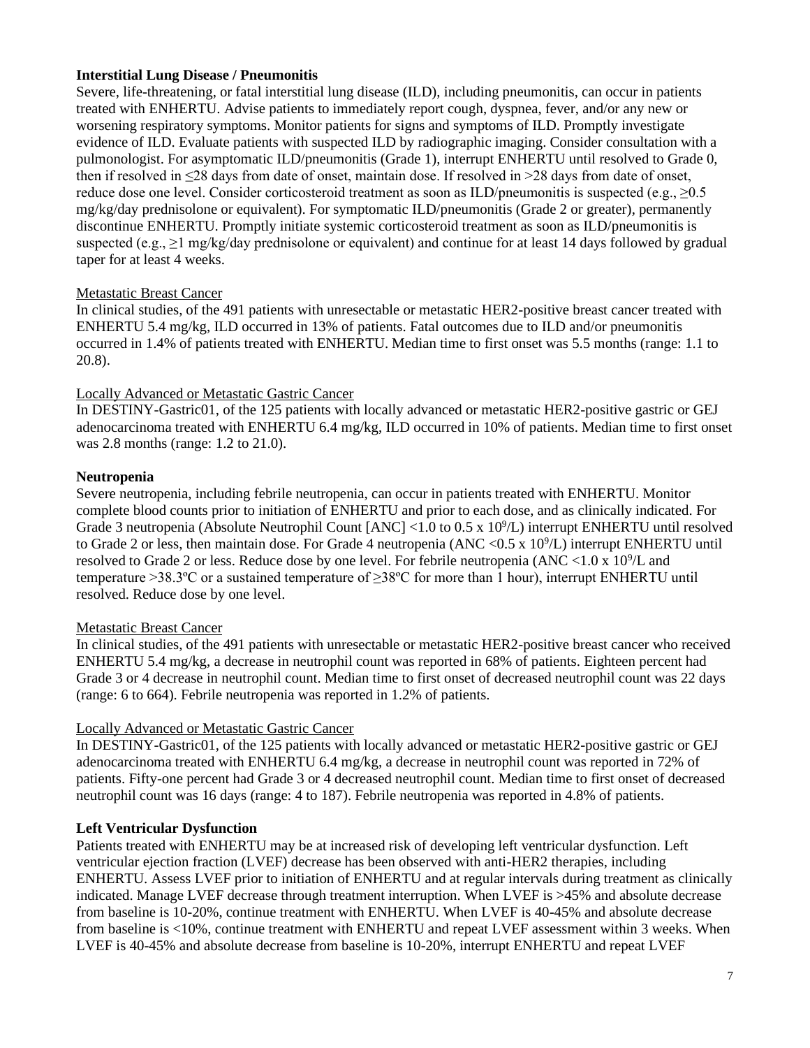**Interstitial Lung Disease / Pneumonitis**

Severe, life-threatening, or fatal interstitial lung disease (ILD), including pneumonitis, can occur in patients treated with ENHERTU. Advise patients to immediately report cough, dyspnea, fever, and/or any new or worsening respiratory symptoms. Monitor patients for signs and symptoms of ILD. Promptly investigate evidence of ILD. Evaluate patients with suspected ILD by radiographic imaging. Consider consultation with a pulmonologist. For asymptomatic ILD/pneumonitis (Grade 1), interrupt ENHERTU until resolved to Grade 0, then if resolved in ≤28 days from date of onset, maintain dose. If resolved in >28 days from date of onset, reduce dose one level. Consider corticosteroid treatment as soon as ILD/pneumonitis is suspected (e.g., ≥0.5 mg/kg/day prednisolone or equivalent). For symptomatic ILD/pneumonitis (Grade 2 or greater), permanently discontinue ENHERTU. Promptly initiate systemic corticosteroid treatment as soon as ILD/pneumonitis is suspected (e.g., ≥1 mg/kg/day prednisolone or equivalent) and continue for at least 14 days followed by gradual taper for at least 4 weeks.

Metastatic Breast Cancer

In clinical studies, of the 491 patients with unresectable or metastatic HER2-positive breast cancer treated with ENHERTU 5.4 mg/kg, ILD occurred in 13% of patients. Fatal outcomes due to ILD and/or pneumonitis occurred in 1.4% of patients treated with ENHERTU. Median time to first onset was 5.5 months (range: 1.1 to 20.8).

Locally Advanced or Metastatic Gastric Cancer

In DESTINY-Gastric01, of the 125 patients with locally advanced or metastatic HER2-positive gastric or GEJ adenocarcinoma treated with ENHERTU 6.4 mg/kg, ILD occurred in 10% of patients. Median time to first onset was 2.8 months (range: 1.2 to 21.0).

**Neutropenia**

Severe neutropenia, including febrile neutropenia, can occur in patients treated with ENHERTU. Monitor complete blood counts prior to initiation of ENHERTU and prior to each dose, and as clinically indicated. For Grade 3 neutropenia (Absolute Neutrophil Count [ANC] <1.0 to 0.5 x $10^9$/L) interrupt ENHERTU until resolved to Grade 2 or less, then maintain dose. For Grade 4 neutropenia (ANC <0.5 x $10^9$/L) interrupt ENHERTU until resolved to Grade 2 or less. Reduce dose by one level. For febrile neutropenia (ANC <1.0 x $10^9$/L and temperature >38.3ºC or a sustained temperature of ≥38ºC for more than 1 hour), interrupt ENHERTU until resolved. Reduce dose by one level.

Metastatic Breast Cancer

In clinical studies, of the 491 patients with unresectable or metastatic HER2-positive breast cancer who received ENHERTU 5.4 mg/kg, a decrease in neutrophil count was reported in 68% of patients. Eighteen percent had Grade 3 or 4 decrease in neutrophil count. Median time to first onset of decreased neutrophil count was 22 days (range: 6 to 664). Febrile neutropenia was reported in 1.2% of patients.

Locally Advanced or Metastatic Gastric Cancer

In DESTINY-Gastric01, of the 125 patients with locally advanced or metastatic HER2-positive gastric or GEJ adenocarcinoma treated with ENHERTU 6.4 mg/kg, a decrease in neutrophil count was reported in 72% of patients. Fifty-one percent had Grade 3 or 4 decreased neutrophil count. Median time to first onset of decreased neutrophil count was 16 days (range: 4 to 187). Febrile neutropenia was reported in 4.8% of patients.

**Left Ventricular Dysfunction**

Patients treated with ENHERTU may be at increased risk of developing left ventricular dysfunction. Left ventricular ejection fraction (LVEF) decrease has been observed with anti-HER2 therapies, including ENHERTU. Assess LVEF prior to initiation of ENHERTU and at regular intervals during treatment as clinically indicated. Manage LVEF decrease through treatment interruption. When LVEF is >45% and absolute decrease from baseline is 10-20%, continue treatment with ENHERTU. When LVEF is 40-45% and absolute decrease from baseline is <10%, continue treatment with ENHERTU and repeat LVEF assessment within 3 weeks. When LVEF is 40-45% and absolute decrease from baseline is 10-20%, interrupt ENHERTU and repeat LVEF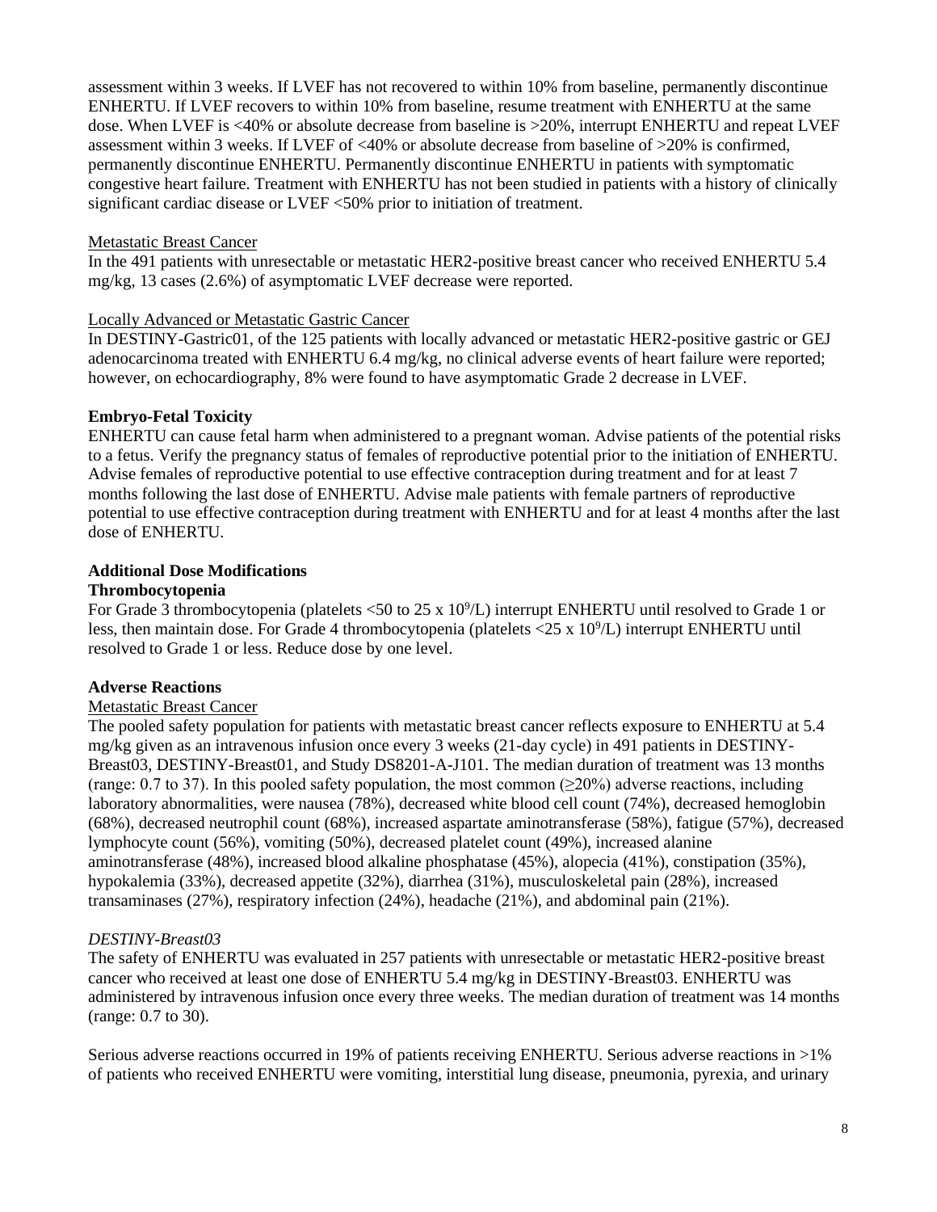assessment within 3 weeks. If LVEF has not recovered to within 10% from baseline, permanently discontinue ENHERTU. If LVEF recovers to within 10% from baseline, resume treatment with ENHERTU at the same dose. When LVEF is <40% or absolute decrease from baseline is >20%, interrupt ENHERTU and repeat LVEF assessment within 3 weeks. If LVEF of <40% or absolute decrease from baseline of >20% is confirmed, permanently discontinue ENHERTU. Permanently discontinue ENHERTU in patients with symptomatic congestive heart failure. Treatment with ENHERTU has not been studied in patients with a history of clinically significant cardiac disease or LVEF <50% prior to initiation of treatment.

Metastatic Breast Cancer

In the 491 patients with unresectable or metastatic HER2-positive breast cancer who received ENHERTU 5.4 mg/kg, 13 cases (2.6%) of asymptomatic LVEF decrease were reported.

Locally Advanced or Metastatic Gastric Cancer

In DESTINY-Gastric01, of the 125 patients with locally advanced or metastatic HER2-positive gastric or GEJ adenocarcinoma treated with ENHERTU 6.4 mg/kg, no clinical adverse events of heart failure were reported; however, on echocardiography, 8% were found to have asymptomatic Grade 2 decrease in LVEF.

**Embryo-Fetal Toxicity**

ENHERTU can cause fetal harm when administered to a pregnant woman. Advise patients of the potential risks to a fetus. Verify the pregnancy status of females of reproductive potential prior to the initiation of ENHERTU. Advise females of reproductive potential to use effective contraception during treatment and for at least 7 months following the last dose of ENHERTU. Advise male patients with female partners of reproductive potential to use effective contraception during treatment with ENHERTU and for at least 4 months after the last dose of ENHERTU.

**Additional Dose Modifications**

**Thrombocytopenia**

For Grade 3 thrombocytopenia (platelets <50 to 25 x $10^9$/L) interrupt ENHERTU until resolved to Grade 1 or less, then maintain dose. For Grade 4 thrombocytopenia (platelets <25 x $10^9$/L) interrupt ENHERTU until resolved to Grade 1 or less. Reduce dose by one level.

**Adverse Reactions**

Metastatic Breast Cancer

The pooled safety population for patients with metastatic breast cancer reflects exposure to ENHERTU at 5.4 mg/kg given as an intravenous infusion once every 3 weeks (21-day cycle) in 491 patients in DESTINY-Breast03, DESTINY-Breast01, and Study DS8201-A-J101. The median duration of treatment was 13 months (range: 0.7 to 37). In this pooled safety population, the most common (≥20%) adverse reactions, including laboratory abnormalities, were nausea (78%), decreased white blood cell count (74%), decreased hemoglobin (68%), decreased neutrophil count (68%), increased aspartate aminotransferase (58%), fatigue (57%), decreased lymphocyte count (56%), vomiting (50%), decreased platelet count (49%), increased alanine aminotransferase (48%), increased blood alkaline phosphatase (45%), alopecia (41%), constipation (35%), hypokalemia (33%), decreased appetite (32%), diarrhea (31%), musculoskeletal pain (28%), increased transaminases (27%), respiratory infection (24%), headache (21%), and abdominal pain (21%).

*DESTINY-Breast03*

The safety of ENHERTU was evaluated in 257 patients with unresectable or metastatic HER2-positive breast cancer who received at least one dose of ENHERTU 5.4 mg/kg in DESTINY-Breast03. ENHERTU was administered by intravenous infusion once every three weeks. The median duration of treatment was 14 months (range: 0.7 to 30).

Serious adverse reactions occurred in 19% of patients receiving ENHERTU. Serious adverse reactions in >1% of patients who received ENHERTU were vomiting, interstitial lung disease, pneumonia, pyrexia, and urinary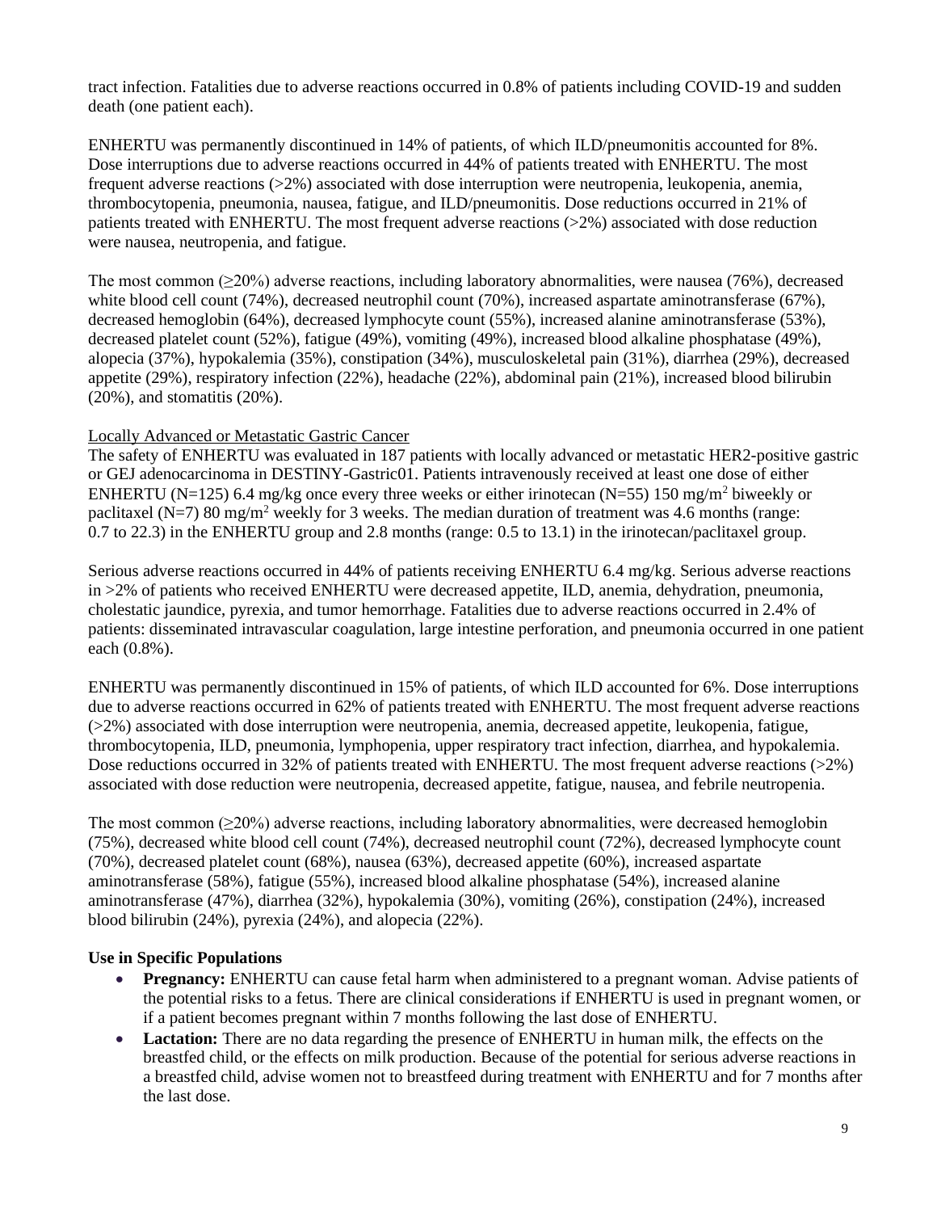tract infection. Fatalities due to adverse reactions occurred in 0.8% of patients including COVID-19 and sudden death (one patient each).

ENHERTU was permanently discontinued in 14% of patients, of which ILD/pneumonitis accounted for 8%. Dose interruptions due to adverse reactions occurred in 44% of patients treated with ENHERTU. The most frequent adverse reactions (>2%) associated with dose interruption were neutropenia, leukopenia, anemia, thrombocytopenia, pneumonia, nausea, fatigue, and ILD/pneumonitis. Dose reductions occurred in 21% of patients treated with ENHERTU. The most frequent adverse reactions (>2%) associated with dose reduction were nausea, neutropenia, and fatigue.

The most common (≥20%) adverse reactions, including laboratory abnormalities, were nausea (76%), decreased white blood cell count (74%), decreased neutrophil count (70%), increased aspartate aminotransferase (67%), decreased hemoglobin (64%), decreased lymphocyte count (55%), increased alanine aminotransferase (53%), decreased platelet count (52%), fatigue (49%), vomiting (49%), increased blood alkaline phosphatase (49%), alopecia (37%), hypokalemia (35%), constipation (34%), musculoskeletal pain (31%), diarrhea (29%), decreased appetite (29%), respiratory infection (22%), headache (22%), abdominal pain (21%), increased blood bilirubin (20%), and stomatitis (20%).

Locally Advanced or Metastatic Gastric Cancer

The safety of ENHERTU was evaluated in 187 patients with locally advanced or metastatic HER2-positive gastric or GEJ adenocarcinoma in DESTINY-Gastric01. Patients intravenously received at least one dose of either ENHERTU (N=125) 6.4 mg/kg once every three weeks or either irinotecan (N=55) 150 mg/m$^2$ biweekly or paclitaxel (N=7) 80 mg/m$^2$ weekly for 3 weeks. The median duration of treatment was 4.6 months (range: 0.7 to 22.3) in the ENHERTU group and 2.8 months (range: 0.5 to 13.1) in the irinotecan/paclitaxel group.

Serious adverse reactions occurred in 44% of patients receiving ENHERTU 6.4 mg/kg. Serious adverse reactions in >2% of patients who received ENHERTU were decreased appetite, ILD, anemia, dehydration, pneumonia, cholestatic jaundice, pyrexia, and tumor hemorrhage. Fatalities due to adverse reactions occurred in 2.4% of patients: disseminated intravascular coagulation, large intestine perforation, and pneumonia occurred in one patient each (0.8%).

ENHERTU was permanently discontinued in 15% of patients, of which ILD accounted for 6%. Dose interruptions due to adverse reactions occurred in 62% of patients treated with ENHERTU. The most frequent adverse reactions (>2%) associated with dose interruption were neutropenia, anemia, decreased appetite, leukopenia, fatigue, thrombocytopenia, ILD, pneumonia, lymphopenia, upper respiratory tract infection, diarrhea, and hypokalemia. Dose reductions occurred in 32% of patients treated with ENHERTU. The most frequent adverse reactions (>2%) associated with dose reduction were neutropenia, decreased appetite, fatigue, nausea, and febrile neutropenia.

The most common (≥20%) adverse reactions, including laboratory abnormalities, were decreased hemoglobin (75%), decreased white blood cell count (74%), decreased neutrophil count (72%), decreased lymphocyte count (70%), decreased platelet count (68%), nausea (63%), decreased appetite (60%), increased aspartate aminotransferase (58%), fatigue (55%), increased blood alkaline phosphatase (54%), increased alanine aminotransferase (47%), diarrhea (32%), hypokalemia (30%), vomiting (26%), constipation (24%), increased blood bilirubin (24%), pyrexia (24%), and alopecia (22%).

**Use in Specific Populations**

- **Pregnancy:** ENHERTU can cause fetal harm when administered to a pregnant woman. Advise patients of the potential risks to a fetus. There are clinical considerations if ENHERTU is used in pregnant women, or if a patient becomes pregnant within 7 months following the last dose of ENHERTU.
- **Lactation:** There are no data regarding the presence of ENHERTU in human milk, the effects on the breastfed child, or the effects on milk production. Because of the potential for serious adverse reactions in a breastfed child, advise women not to breastfeed during treatment with ENHERTU and for 7 months after the last dose.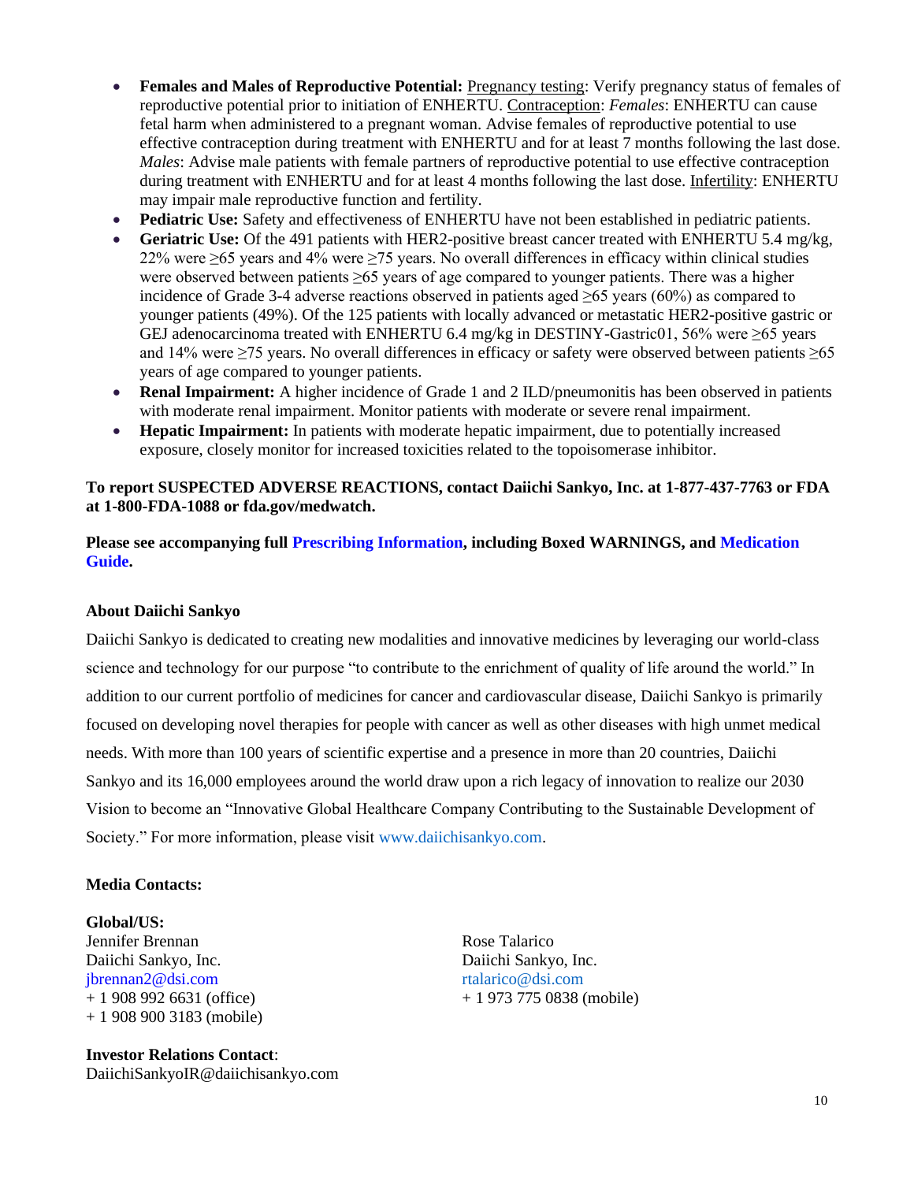- **Females and Males of Reproductive Potential:** Pregnancy testing: Verify pregnancy status of females of reproductive potential prior to initiation of ENHERTU. Contraception: *Females*: ENHERTU can cause fetal harm when administered to a pregnant woman. Advise females of reproductive potential to use effective contraception during treatment with ENHERTU and for at least 7 months following the last dose. *Males*: Advise male patients with female partners of reproductive potential to use effective contraception during treatment with ENHERTU and for at least 4 months following the last dose. Infertility: ENHERTU may impair male reproductive function and fertility.
- **Pediatric Use:** Safety and effectiveness of ENHERTU have not been established in pediatric patients.
- **Geriatric Use:** Of the 491 patients with HER2-positive breast cancer treated with ENHERTU 5.4 mg/kg, 22% were ≥65 years and 4% were ≥75 years. No overall differences in efficacy within clinical studies were observed between patients ≥65 years of age compared to younger patients. There was a higher incidence of Grade 3-4 adverse reactions observed in patients aged ≥65 years (60%) as compared to younger patients (49%). Of the 125 patients with locally advanced or metastatic HER2-positive gastric or GEJ adenocarcinoma treated with ENHERTU 6.4 mg/kg in DESTINY-Gastric01, 56% were ≥65 years and 14% were ≥75 years. No overall differences in efficacy or safety were observed between patients ≥65 years of age compared to younger patients.
- **Renal Impairment:** A higher incidence of Grade 1 and 2 ILD/pneumonitis has been observed in patients with moderate renal impairment. Monitor patients with moderate or severe renal impairment.
- **Hepatic Impairment:** In patients with moderate hepatic impairment, due to potentially increased exposure, closely monitor for increased toxicities related to the topoisomerase inhibitor.

**To report SUSPECTED ADVERSE REACTIONS, contact Daiichi Sankyo, Inc. at 1-877-437-7763 or FDA at 1-800-FDA-1088 or fda.gov/medwatch.**

**Please see accompanying full Prescribing Information, including Boxed WARNINGS, and Medication Guide.**

**About Daiichi Sankyo**

Daiichi Sankyo is dedicated to creating new modalities and innovative medicines by leveraging our world-class science and technology for our purpose "to contribute to the enrichment of quality of life around the world." In addition to our current portfolio of medicines for cancer and cardiovascular disease, Daiichi Sankyo is primarily focused on developing novel therapies for people with cancer as well as other diseases with high unmet medical needs. With more than 100 years of scientific expertise and a presence in more than 20 countries, Daiichi Sankyo and its 16,000 employees around the world draw upon a rich legacy of innovation to realize our 2030 Vision to become an "Innovative Global Healthcare Company Contributing to the Sustainable Development of Society." For more information, please visit www.daiichisankyo.com.

**Media Contacts:**

**Global/US:**
Jennifer Brennan
Daiichi Sankyo, Inc.
jbrennan2@dsi.com
+ 1 908 992 6631 (office)
+ 1 908 900 3183 (mobile)

Rose Talarico
Daiichi Sankyo, Inc.
rtalarico@dsi.com
+ 1 973 775 0838 (mobile)

**Investor Relations Contact**:
DaiichiSankyoIR@daiichisankyo.com